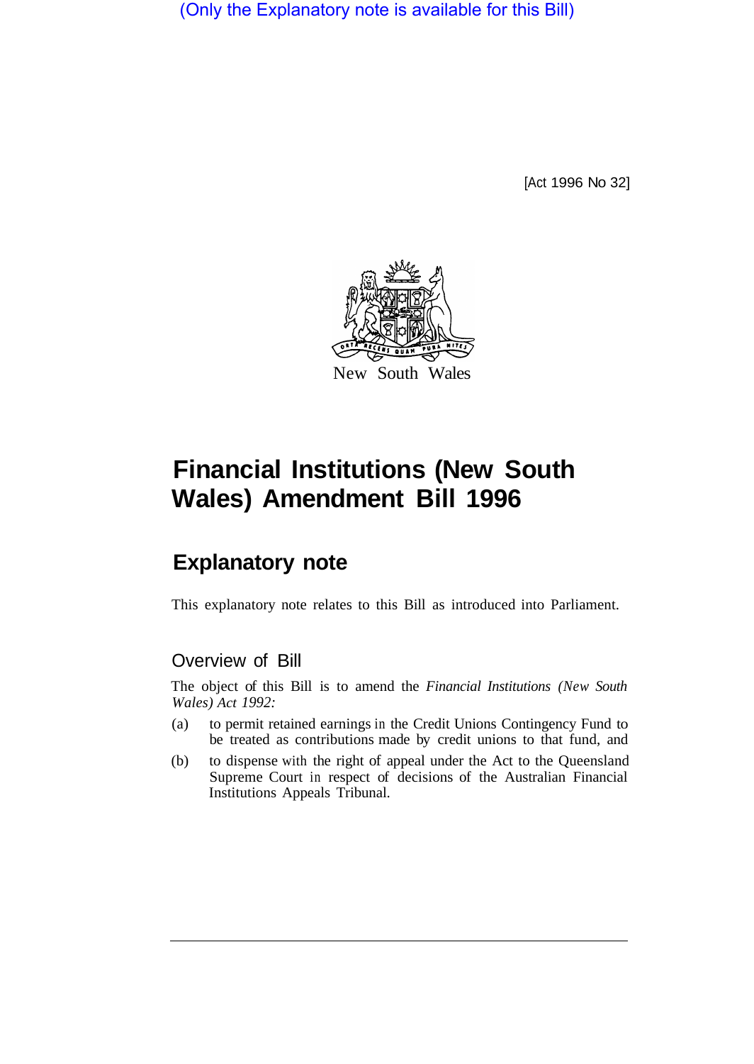(Only the Explanatory note is available for this Bill)

[Act 1996 No 32]

New South Wales

# Financial Institutions (New South Wales) Amendment Bill 1996

## Explanatory note

This explanatory note relates to this Bill as introduced into Parliament.

### Overview of Bill

The object of this Bill is to amend the *Financial Institutions (New South Wales) Act 1992:*

(a) to permit retained earnings in the Credit Unions Contingency Fund to be treated as contributions made by credit unions to that fund, and

(b) to dispense with the right of appeal under the Act to the Queensland Supreme Court in respect of decisions of the Australian Financial Institutions Appeals Tribunal.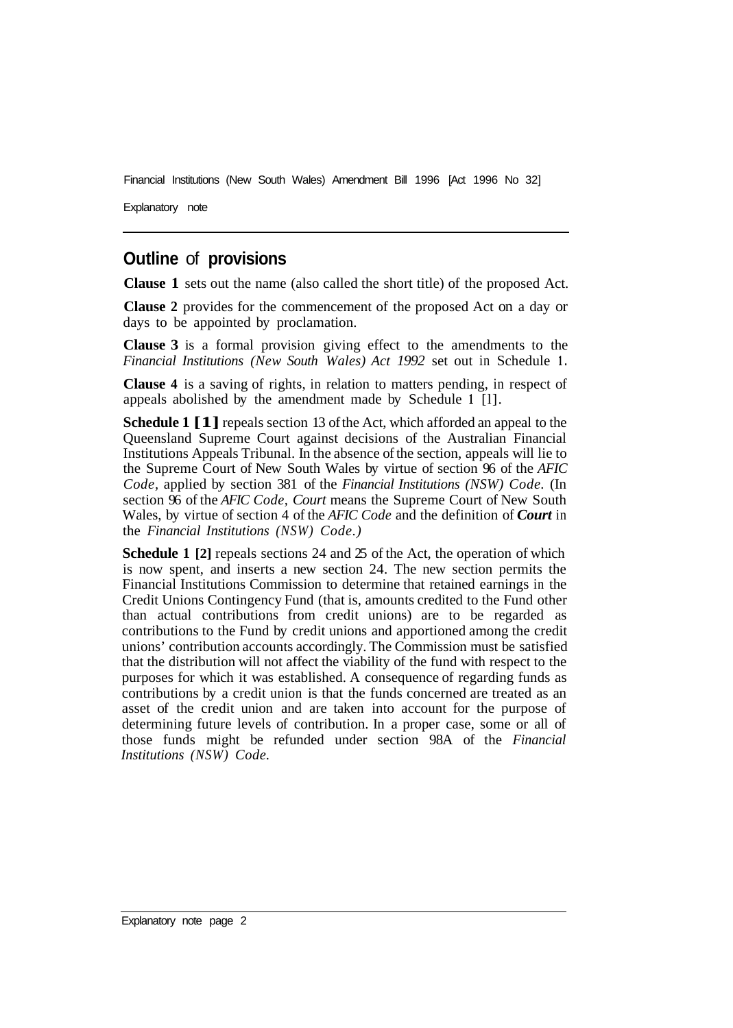## Outline of provisions

**Clause 1** sets out the name (also called the short title) of the proposed Act.

**Clause 2** provides for the commencement of the proposed Act on a day or days to be appointed by proclamation.

**Clause 3** is a formal provision giving effect to the amendments to the *Financial Institutions (New South Wales) Act 1992* set out in Schedule 1.

**Clause 4** is a saving of rights, in relation to matters pending, in respect of appeals abolished by the amendment made by Schedule 1 [1].

**Schedule 1 [1]** repeals section 13 of the Act, which afforded an appeal to the Queensland Supreme Court against decisions of the Australian Financial Institutions Appeals Tribunal. In the absence of the section, appeals will lie to the Supreme Court of New South Wales by virtue of section 96 of the *AFIC Code*, applied by section 381 of the *Financial Institutions (NSW) Code*. (In section 96 of the *AFIC Code, Court* means the Supreme Court of New South Wales, by virtue of section 4 of the *AFIC Code* and the definition of ***Court*** in the *Financial Institutions (NSW) Code*.)

**Schedule 1 [2]** repeals sections 24 and 25 of the Act, the operation of which is now spent, and inserts a new section 24. The new section permits the Financial Institutions Commission to determine that retained earnings in the Credit Unions Contingency Fund (that is, amounts credited to the Fund other than actual contributions from credit unions) are to be regarded as contributions to the Fund by credit unions and apportioned among the credit unions' contribution accounts accordingly. The Commission must be satisfied that the distribution will not affect the viability of the fund with respect to the purposes for which it was established. A consequence of regarding funds as contributions by a credit union is that the funds concerned are treated as an asset of the credit union and are taken into account for the purpose of determining future levels of contribution. In a proper case, some or all of those funds might be refunded under section 98A of the *Financial Institutions (NSW) Code*.